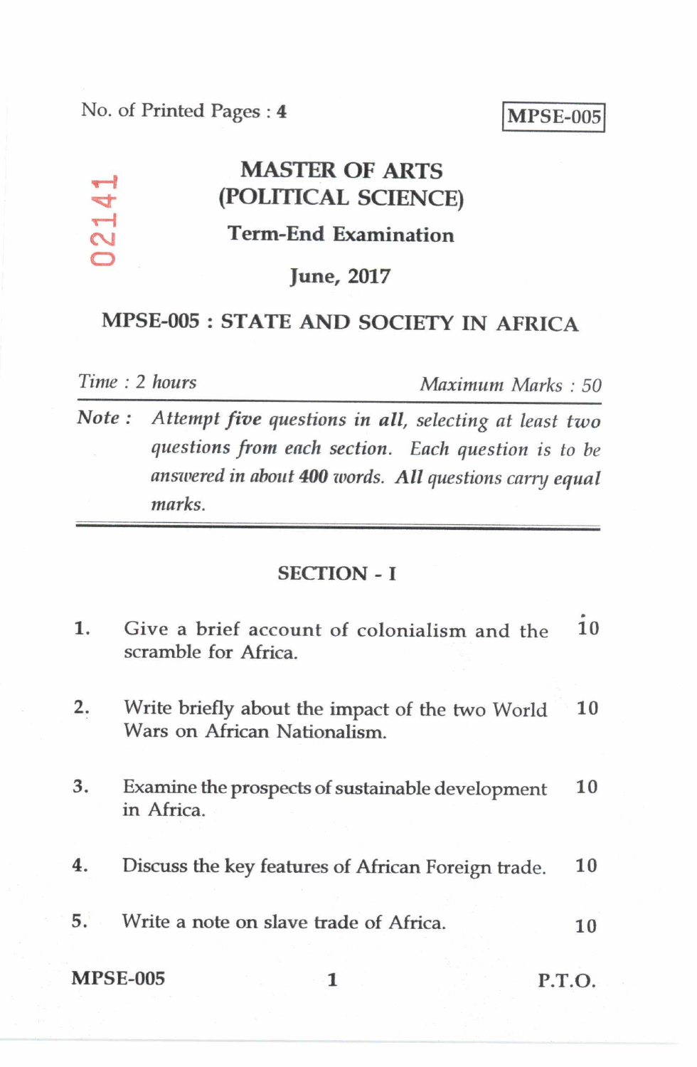No. of Printed Pages : 4

**MPSE-005**

02141

# MASTER OF ARTS (POLITICAL SCIENCE)

## Term-End Examination

## June, 2017

## MPSE-005 : STATE AND SOCIETY IN AFRICA

*Time : 2 hours* *Maximum Marks : 50*

**Note :** *Attempt **five** questions in all, selecting at least **two** questions from each section. Each question is to be answered in about **400** words. **All** questions carry equal marks.*

### SECTION - I

1. Give a brief account of colonialism and the scramble for Africa. 10

2. Write briefly about the impact of the two World Wars on African Nationalism. 10

3. Examine the prospects of sustainable development in Africa. 10

4. Discuss the key features of African Foreign trade. 10

5. Write a note on slave trade of Africa. 10

MPSE-005 P.T.O.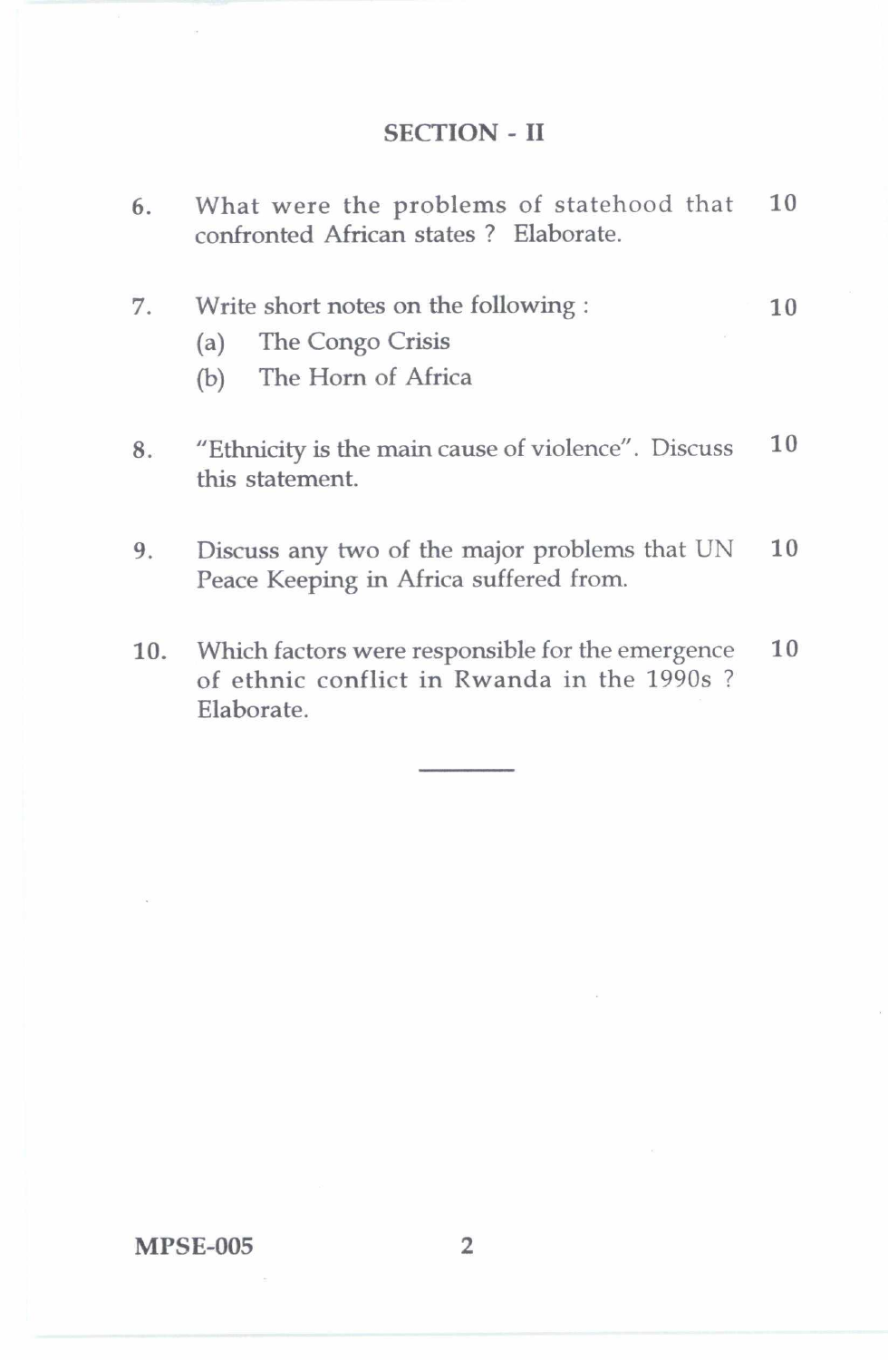## SECTION - II

6. What were the problems of statehood that confronted African states ? Elaborate. 10

7. Write short notes on the following : 10
   - (a) The Congo Crisis
   - (b) The Horn of Africa

8. "Ethnicity is the main cause of violence". Discuss this statement. 10

9. Discuss any two of the major problems that UN Peace Keeping in Africa suffered from. 10

10. Which factors were responsible for the emergence of ethnic conflict in Rwanda in the 1990s ? Elaborate. 10

---

MPSE-005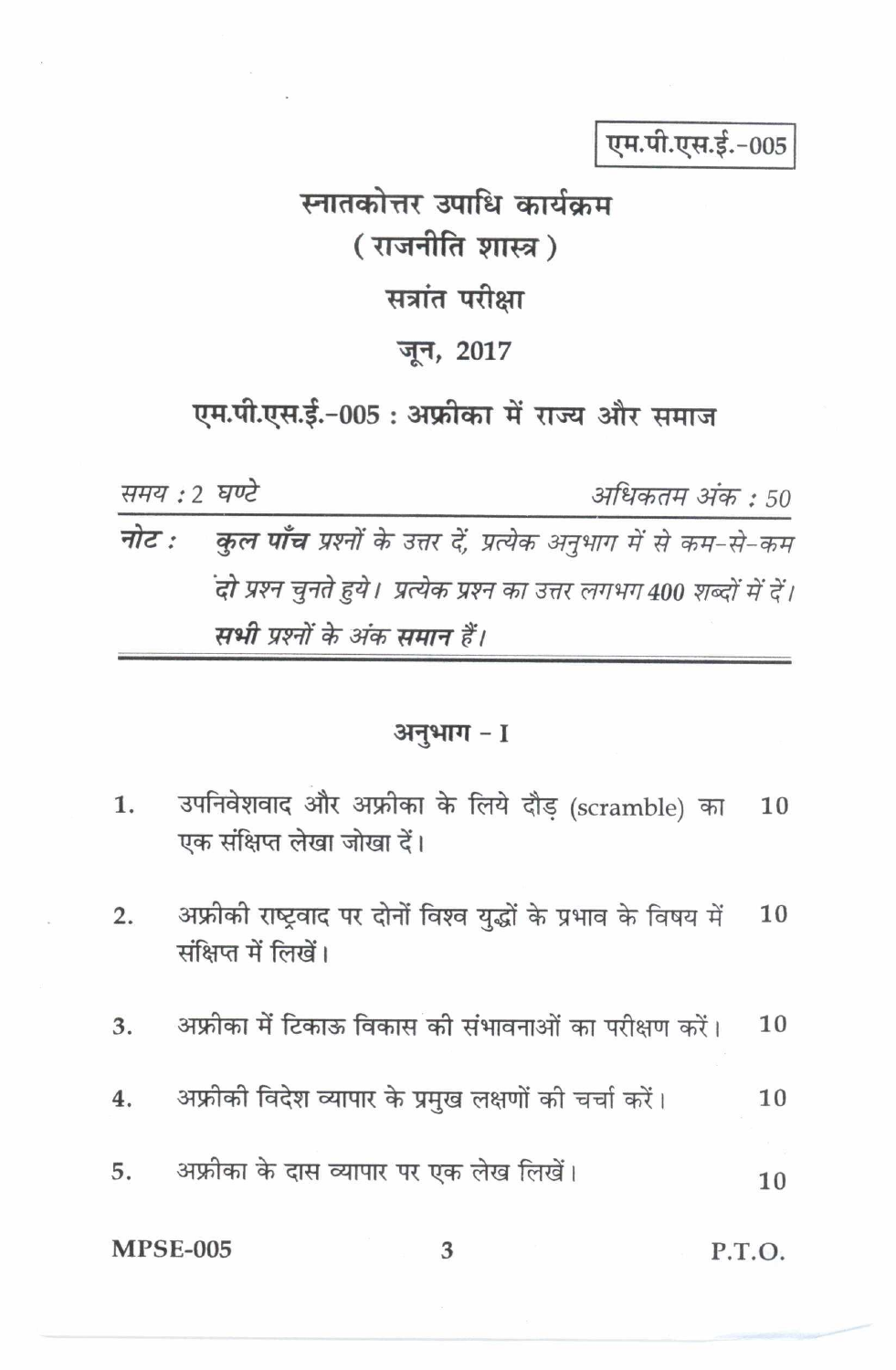एम.पी.एस.ई.-005

# स्नातकोत्तर उपाधि कार्यक्रम
## ( राजनीति शास्त्र )
## सत्रांत परीक्षा
## जून, 2017

## एम.पी.एस.ई.-005 : अफ्रीका में राज्य और समाज

*समय : 2 घण्टे* &nbsp;&nbsp;&nbsp;&nbsp;&nbsp;&nbsp;&nbsp;&nbsp; *अधिकतम अंक : 50*

***नोट :*** *कुल **पाँच** प्रश्नों के उत्तर दें, प्रत्येक अनुभाग में से कम-से-कम दो प्रश्न चुनते हुये। प्रत्येक प्रश्न का उत्तर लगभग 400 शब्दों में दें। **सभी** प्रश्नों के अंक **समान** हैं।*

### अनुभाग - I

1. उपनिवेशवाद और अफ्रीका के लिये दौड़ (scramble) का एक संक्षिप्त लेखा जोखा दें। 10

2. अफ्रीकी राष्ट्रवाद पर दोनों विश्व युद्धों के प्रभाव के विषय में संक्षिप्त में लिखें। 10

3. अफ्रीका में टिकाऊ विकास की संभावनाओं का परीक्षण करें। 10

4. अफ्रीकी विदेश व्यापार के प्रमुख लक्षणों की चर्चा करें। 10

5. अफ्रीका के दास व्यापार पर एक लेख लिखें। 10

P.T.O.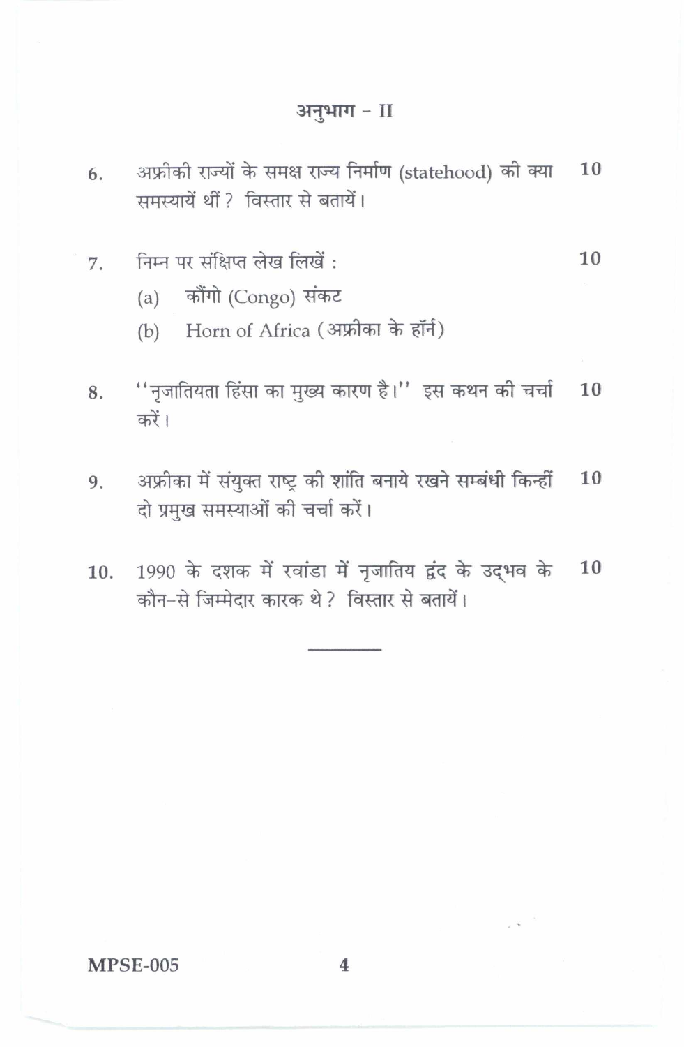## अनुभाग - II

6. अफ्रीकी राज्यों के समक्ष राज्य निर्माण (statehood) की क्या समस्यायें थीं? विस्तार से बतायें। **10**

7. निम्न पर संक्षिप्त लेख लिखें : **10**
   - (a) कौंगो (Congo) संकट
   - (b) Horn of Africa (अफ्रीका के हॉर्न)

8. "नृजातियता हिंसा का मुख्य कारण है।" इस कथन की चर्चा करें। **10**

9. अफ्रीका में संयुक्त राष्ट्र की शांति बनाये रखने सम्बंधी किन्हीं दो प्रमुख समस्याओं की चर्चा करें। **10**

10. 1990 के दशक में रवांडा में नृजातिय द्वंद के उद्भव के कौन-से जिम्मेदार कारक थे? विस्तार से बतायें। **10**

---

MPSE-005